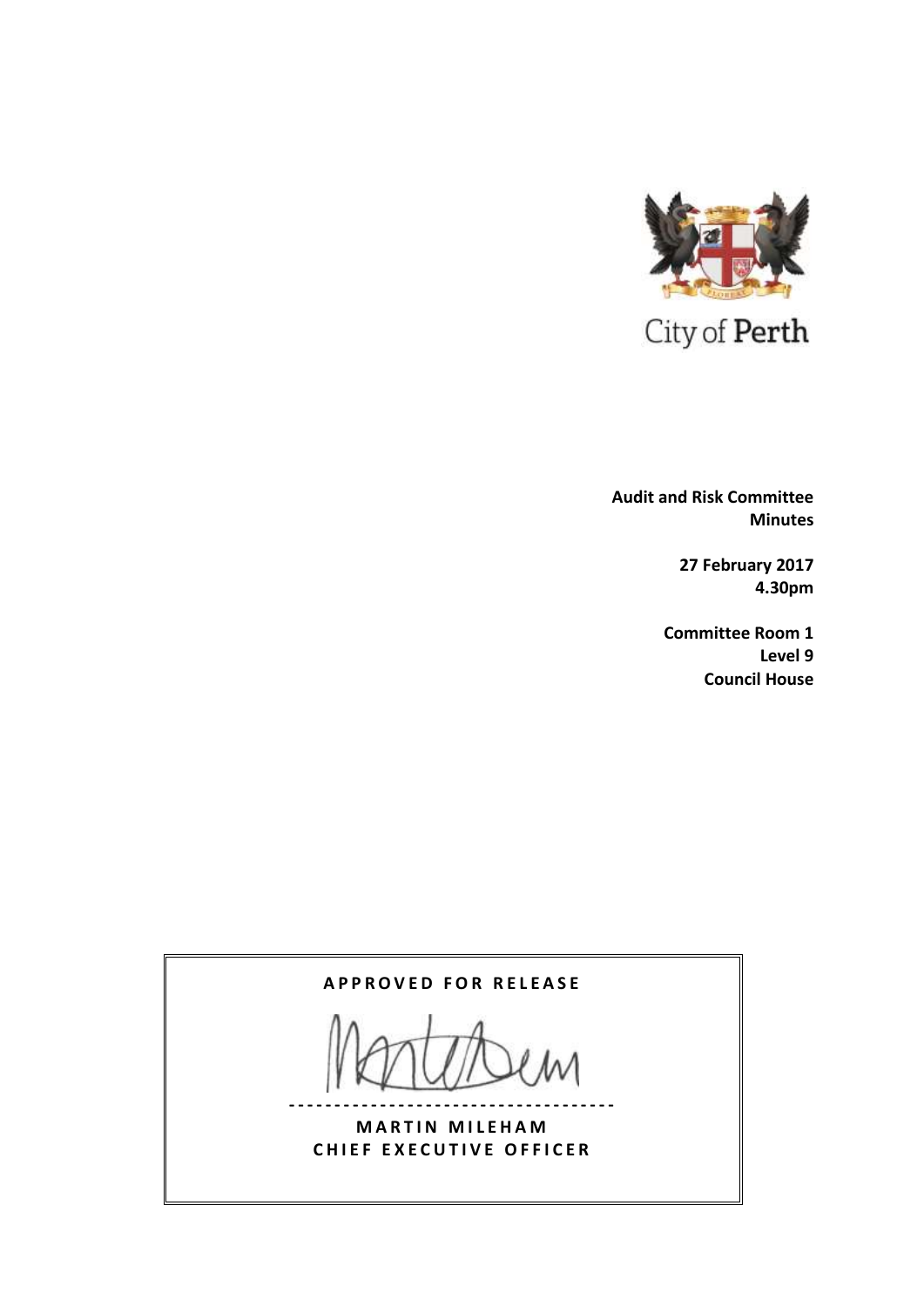City of Perth

**Audit and Risk Committee Minutes**

**27 February 2017**
**4.30pm**

**Committee Room 1**
**Level 9**
**Council House**

**APPROVED FOR RELEASE**

**MARTIN MILEHAM**
**CHIEF EXECUTIVE OFFICER**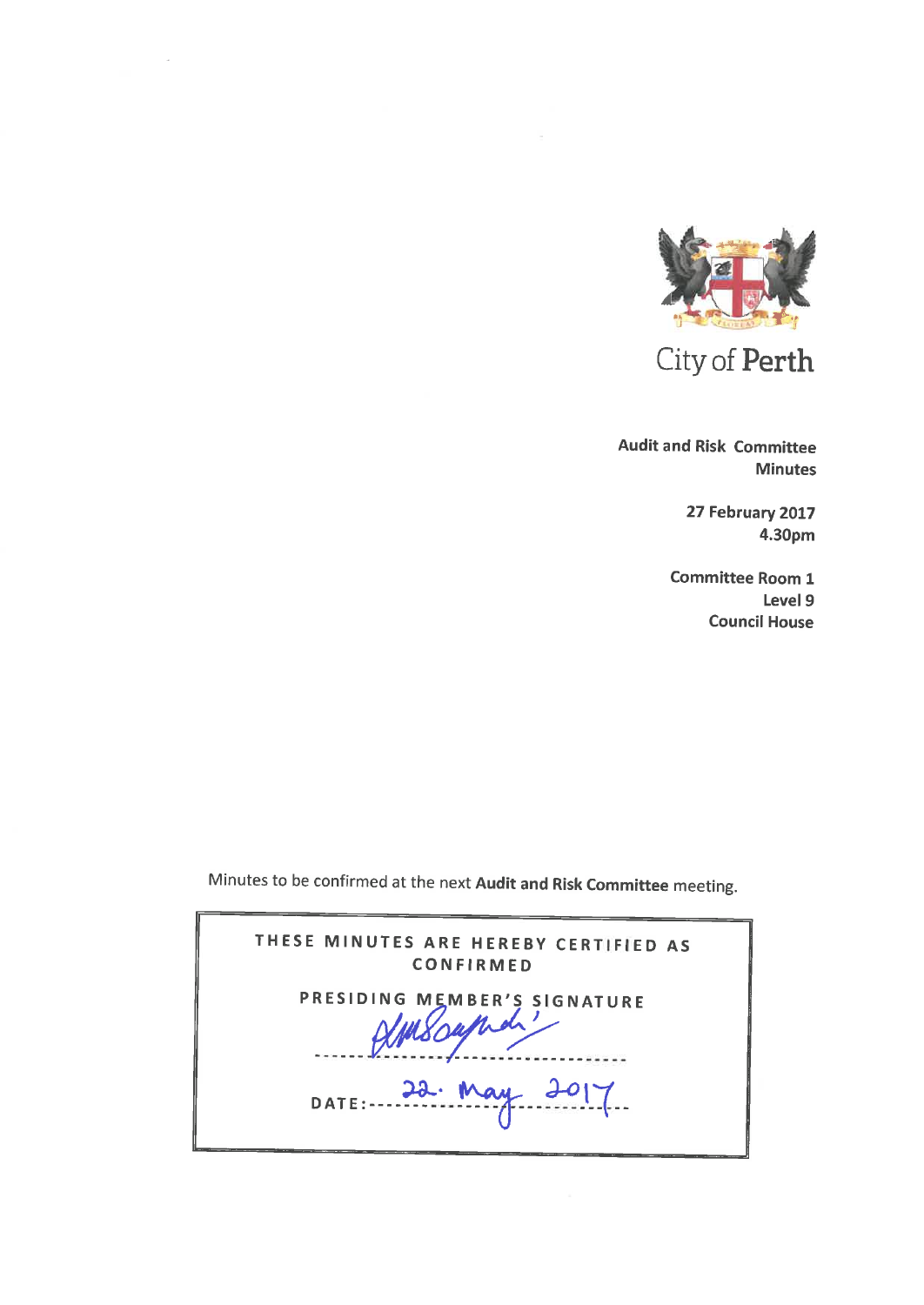City of Perth

**Audit and Risk Committee Minutes**

**27 February 2017**
**4.30pm**

**Committee Room 1**
**Level 9**
**Council House**

Minutes to be confirmed at the next **Audit and Risk Committee** meeting.

THESE MINUTES ARE HEREBY CERTIFIED AS CONFIRMED

PRESIDING MEMBER'S SIGNATURE

DATE: 22. May 2017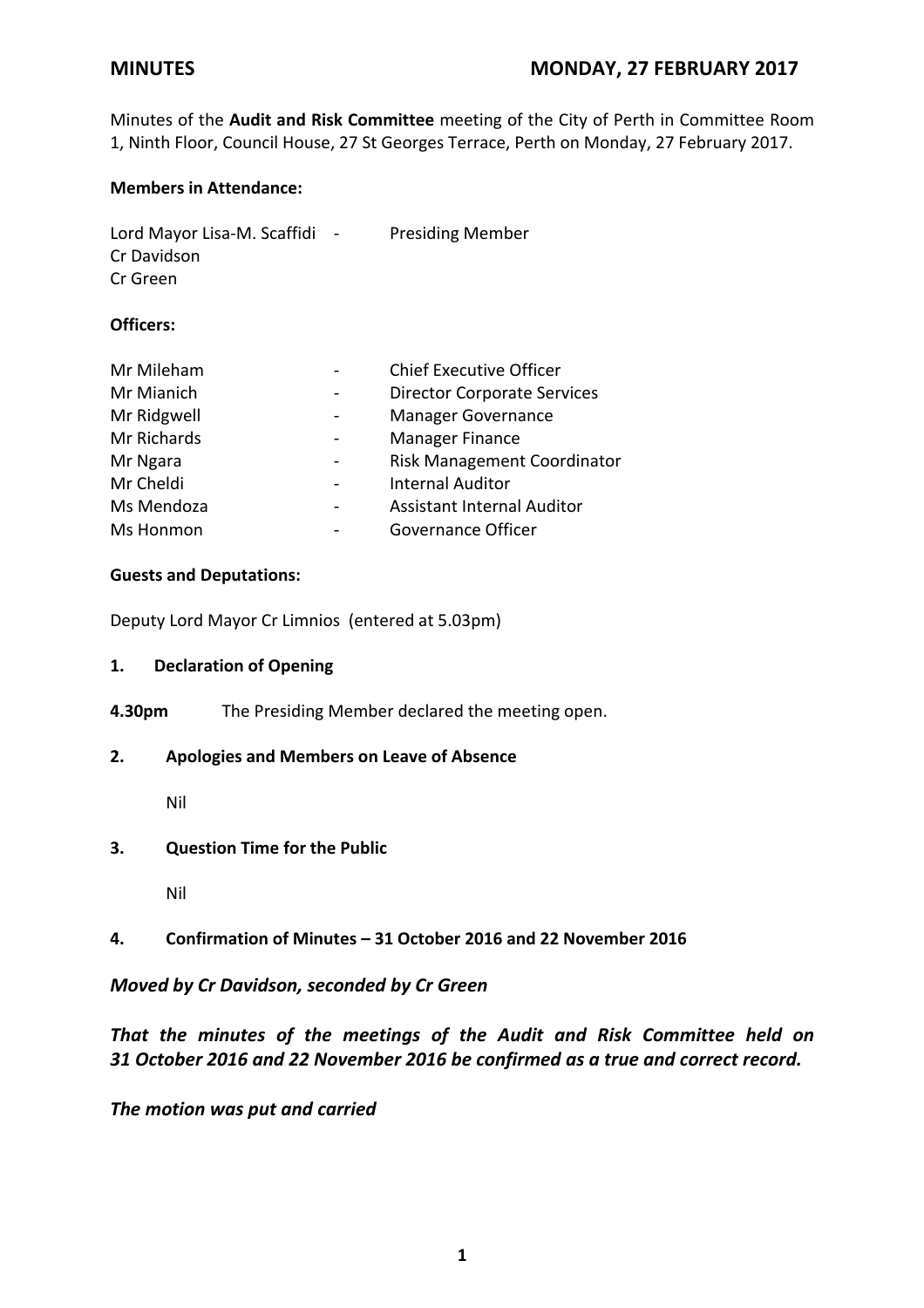**MINUTES** **MONDAY, 27 FEBRUARY 2017**

Minutes of the **Audit and Risk Committee** meeting of the City of Perth in Committee Room 1, Ninth Floor, Council House, 27 St Georges Terrace, Perth on Monday, 27 February 2017.

**Members in Attendance:**

Lord Mayor Lisa-M. Scaffidi - Presiding Member
Cr Davidson
Cr Green

**Officers:**

| | | |
|---|---|---|
| Mr Mileham | - | Chief Executive Officer |
| Mr Mianich | - | Director Corporate Services |
| Mr Ridgwell | - | Manager Governance |
| Mr Richards | - | Manager Finance |
| Mr Ngara | - | Risk Management Coordinator |
| Mr Cheldi | - | Internal Auditor |
| Ms Mendoza | - | Assistant Internal Auditor |
| Ms Honmon | - | Governance Officer |

**Guests and Deputations:**

Deputy Lord Mayor Cr Limnios (entered at 5.03pm)

**1. Declaration of Opening**

**4.30pm** The Presiding Member declared the meeting open.

**2. Apologies and Members on Leave of Absence**

Nil

**3. Question Time for the Public**

Nil

**4. Confirmation of Minutes – 31 October 2016 and 22 November 2016**

***Moved by Cr Davidson, seconded by Cr Green***

***That the minutes of the meetings of the Audit and Risk Committee held on 31 October 2016 and 22 November 2016 be confirmed as a true and correct record.***

***The motion was put and carried***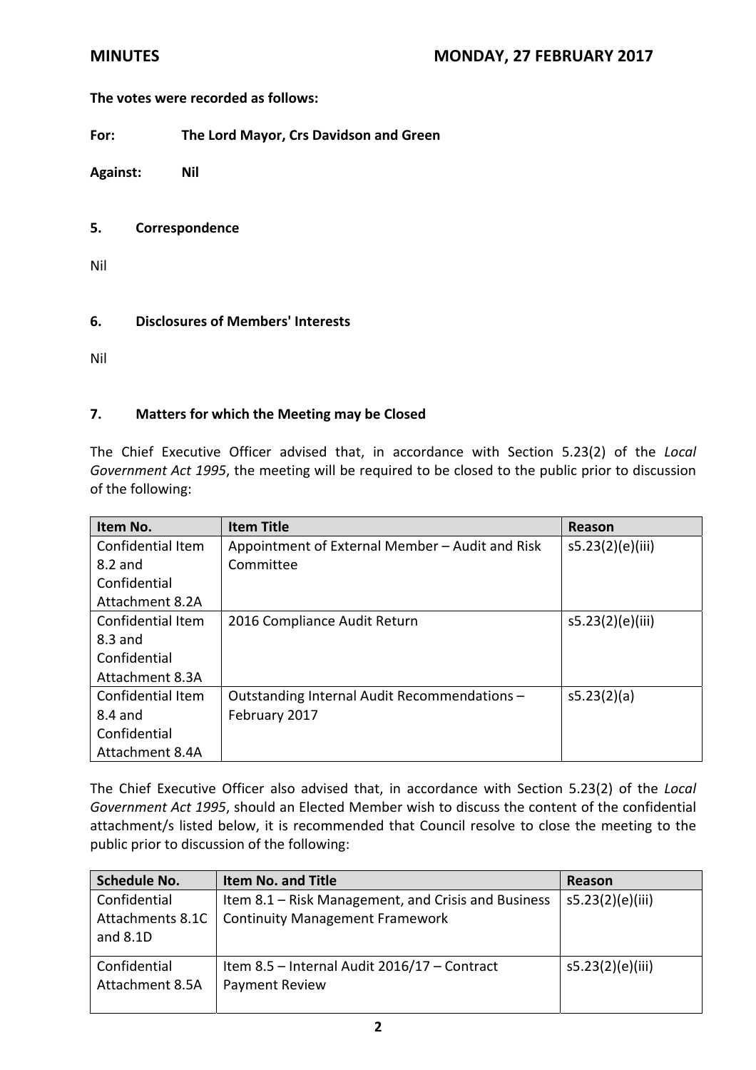**The votes were recorded as follows:**

**For:** **The Lord Mayor, Crs Davidson and Green**

**Against:** **Nil**

## 5. Correspondence

Nil

## 6. Disclosures of Members' Interests

Nil

## 7. Matters for which the Meeting may be Closed

The Chief Executive Officer advised that, in accordance with Section 5.23(2) of the *Local Government Act 1995*, the meeting will be required to be closed to the public prior to discussion of the following:

| Item No. | Item Title | Reason |
|---|---|---|
| Confidential Item 8.2 and Confidential Attachment 8.2A | Appointment of External Member – Audit and Risk Committee | s5.23(2)(e)(iii) |
| Confidential Item 8.3 and Confidential Attachment 8.3A | 2016 Compliance Audit Return | s5.23(2)(e)(iii) |
| Confidential Item 8.4 and Confidential Attachment 8.4A | Outstanding Internal Audit Recommendations – February 2017 | s5.23(2)(a) |

The Chief Executive Officer also advised that, in accordance with Section 5.23(2) of the *Local Government Act 1995*, should an Elected Member wish to discuss the content of the confidential attachment/s listed below, it is recommended that Council resolve to close the meeting to the public prior to discussion of the following:

| Schedule No. | Item No. and Title | Reason |
|---|---|---|
| Confidential Attachments 8.1C and 8.1D | Item 8.1 – Risk Management, and Crisis and Business Continuity Management Framework | s5.23(2)(e)(iii) |
| Confidential Attachment 8.5A | Item 8.5 – Internal Audit 2016/17 – Contract Payment Review | s5.23(2)(e)(iii) |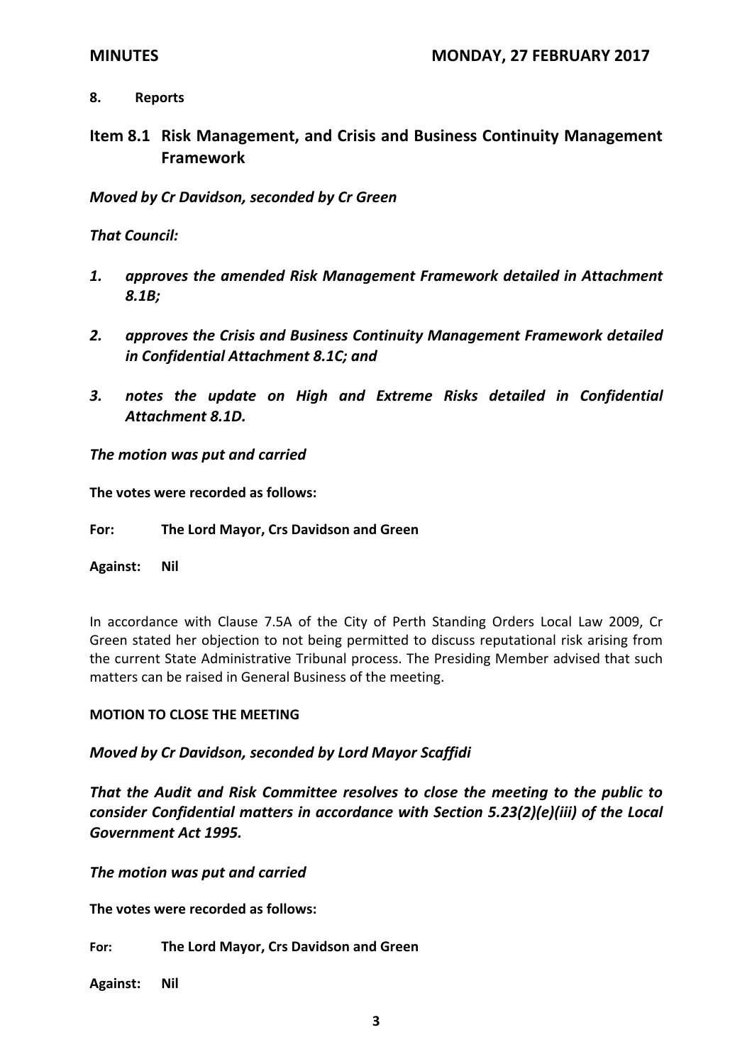## 8. Reports

## Item 8.1 Risk Management, and Crisis and Business Continuity Management Framework

***Moved by Cr Davidson, seconded by Cr Green***

***That Council:***

1. ***approves the amended Risk Management Framework detailed in Attachment 8.1B;***
2. ***approves the Crisis and Business Continuity Management Framework detailed in Confidential Attachment 8.1C; and***
3. ***notes the update on High and Extreme Risks detailed in Confidential Attachment 8.1D.***

***The motion was put and carried***

**The votes were recorded as follows:**

**For: The Lord Mayor, Crs Davidson and Green**

**Against: Nil**

In accordance with Clause 7.5A of the City of Perth Standing Orders Local Law 2009, Cr Green stated her objection to not being permitted to discuss reputational risk arising from the current State Administrative Tribunal process. The Presiding Member advised that such matters can be raised in General Business of the meeting.

**MOTION TO CLOSE THE MEETING**

***Moved by Cr Davidson, seconded by Lord Mayor Scaffidi***

***That the Audit and Risk Committee resolves to close the meeting to the public to consider Confidential matters in accordance with Section 5.23(2)(e)(iii) of the Local Government Act 1995.***

***The motion was put and carried***

**The votes were recorded as follows:**

**For: The Lord Mayor, Crs Davidson and Green**

**Against: Nil**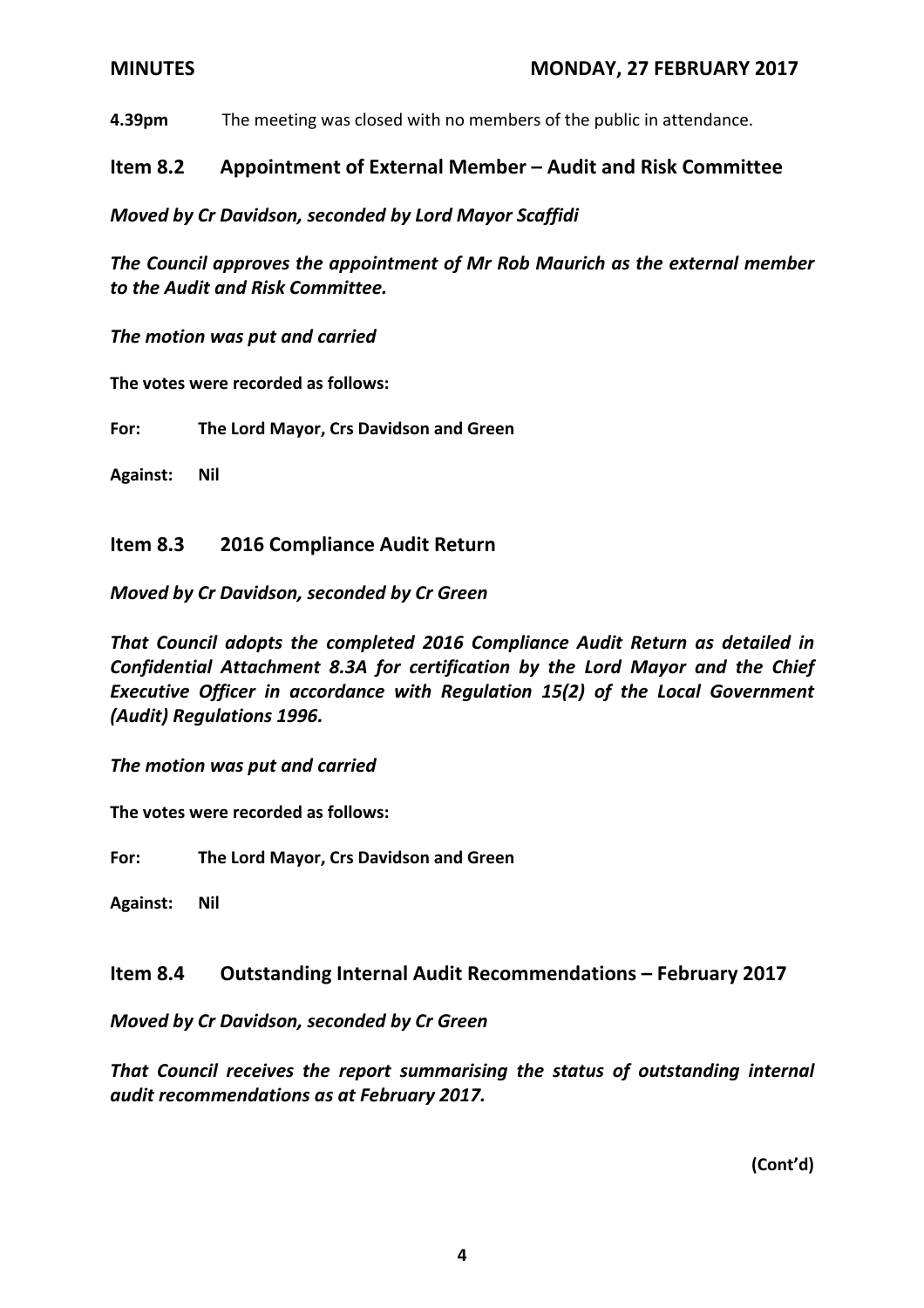**4.39pm** The meeting was closed with no members of the public in attendance.

## Item 8.2 Appointment of External Member – Audit and Risk Committee

***Moved by Cr Davidson, seconded by Lord Mayor Scaffidi***

***The Council approves the appointment of Mr Rob Maurich as the external member to the Audit and Risk Committee.***

***The motion was put and carried***

**The votes were recorded as follows:**

**For: The Lord Mayor, Crs Davidson and Green**

**Against: Nil**

## Item 8.3 2016 Compliance Audit Return

***Moved by Cr Davidson, seconded by Cr Green***

***That Council adopts the completed 2016 Compliance Audit Return as detailed in Confidential Attachment 8.3A for certification by the Lord Mayor and the Chief Executive Officer in accordance with Regulation 15(2) of the Local Government (Audit) Regulations 1996.***

***The motion was put and carried***

**The votes were recorded as follows:**

**For: The Lord Mayor, Crs Davidson and Green**

**Against: Nil**

## Item 8.4 Outstanding Internal Audit Recommendations – February 2017

***Moved by Cr Davidson, seconded by Cr Green***

***That Council receives the report summarising the status of outstanding internal audit recommendations as at February 2017.***

**(Cont'd)**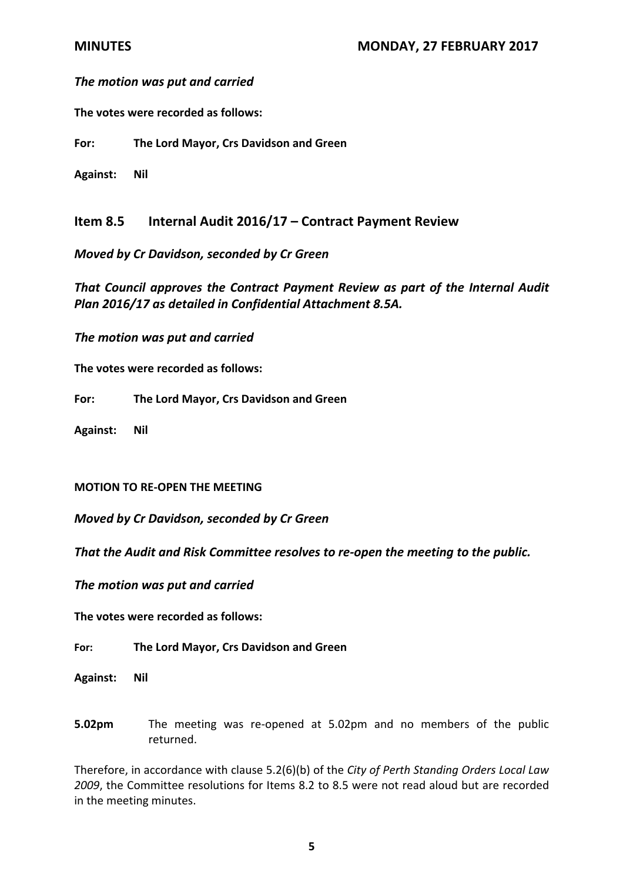*The motion was put and carried*

**The votes were recorded as follows:**

**For: The Lord Mayor, Crs Davidson and Green**

**Against: Nil**

## Item 8.5 Internal Audit 2016/17 – Contract Payment Review

***Moved by Cr Davidson, seconded by Cr Green***

***That Council approves the Contract Payment Review as part of the Internal Audit Plan 2016/17 as detailed in Confidential Attachment 8.5A.***

*The motion was put and carried*

**The votes were recorded as follows:**

**For: The Lord Mayor, Crs Davidson and Green**

**Against: Nil**

**MOTION TO RE-OPEN THE MEETING**

***Moved by Cr Davidson, seconded by Cr Green***

***That the Audit and Risk Committee resolves to re-open the meeting to the public.***

*The motion was put and carried*

**The votes were recorded as follows:**

**For: The Lord Mayor, Crs Davidson and Green**

**Against: Nil**

**5.02pm** The meeting was re-opened at 5.02pm and no members of the public returned.

Therefore, in accordance with clause 5.2(6)(b) of the *City of Perth Standing Orders Local Law 2009*, the Committee resolutions for Items 8.2 to 8.5 were not read aloud but are recorded in the meeting minutes.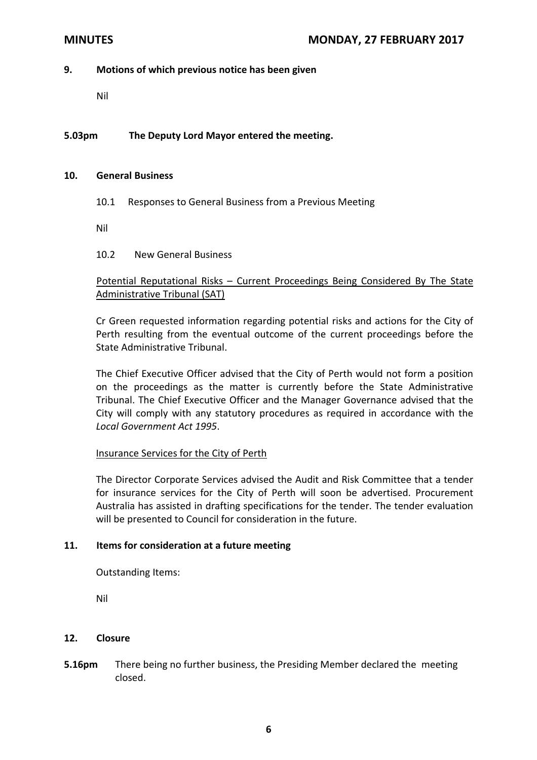## 9. Motions of which previous notice has been given

Nil

**5.03pm The Deputy Lord Mayor entered the meeting.**

## 10. General Business

10.1 Responses to General Business from a Previous Meeting

Nil

10.2 New General Business

Potential Reputational Risks – Current Proceedings Being Considered By The State Administrative Tribunal (SAT)

Cr Green requested information regarding potential risks and actions for the City of Perth resulting from the eventual outcome of the current proceedings before the State Administrative Tribunal.

The Chief Executive Officer advised that the City of Perth would not form a position on the proceedings as the matter is currently before the State Administrative Tribunal. The Chief Executive Officer and the Manager Governance advised that the City will comply with any statutory procedures as required in accordance with the *Local Government Act 1995*.

Insurance Services for the City of Perth

The Director Corporate Services advised the Audit and Risk Committee that a tender for insurance services for the City of Perth will soon be advertised. Procurement Australia has assisted in drafting specifications for the tender. The tender evaluation will be presented to Council for consideration in the future.

## 11. Items for consideration at a future meeting

Outstanding Items:

Nil

## 12. Closure

**5.16pm** There being no further business, the Presiding Member declared the meeting closed.